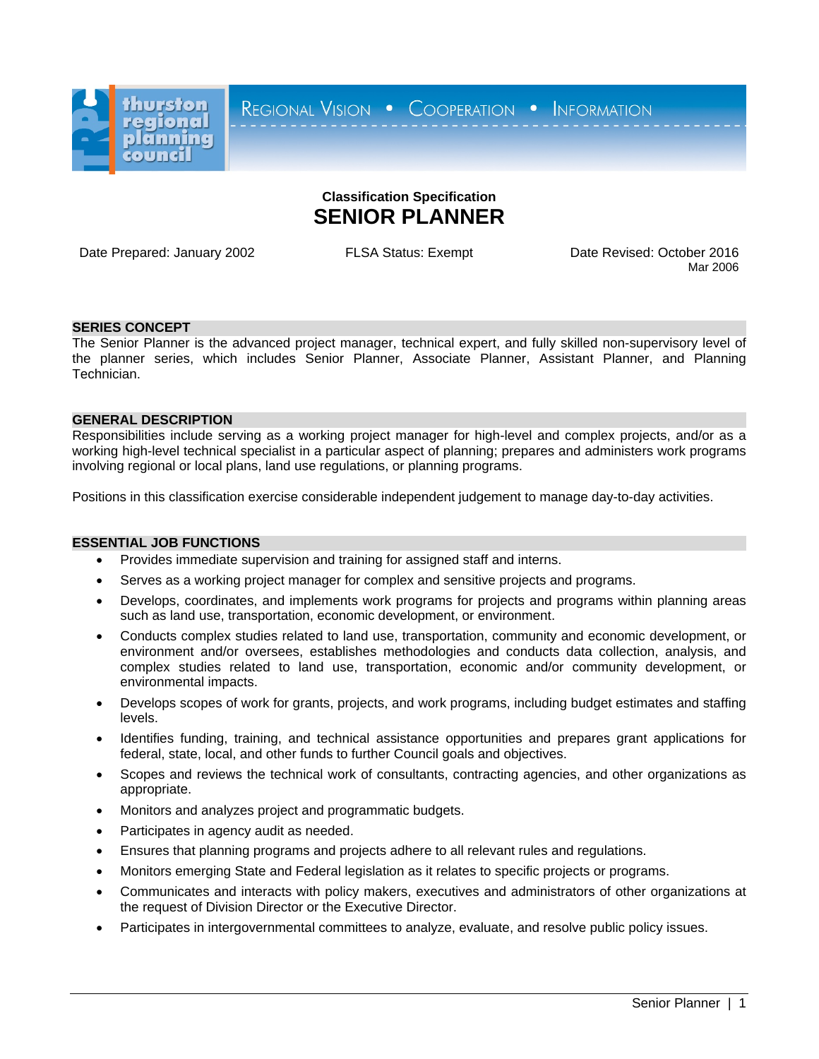thurston regional planning council

REGIONAL VISION • COOPERATION • INFORMATION

**Classification Specification**

# SENIOR PLANNER

Date Prepared: January 2002 FLSA Status: Exempt Date Revised: October 2016
Mar 2006

## SERIES CONCEPT

The Senior Planner is the advanced project manager, technical expert, and fully skilled non-supervisory level of the planner series, which includes Senior Planner, Associate Planner, Assistant Planner, and Planning Technician.

## GENERAL DESCRIPTION

Responsibilities include serving as a working project manager for high-level and complex projects, and/or as a working high-level technical specialist in a particular aspect of planning; prepares and administers work programs involving regional or local plans, land use regulations, or planning programs.

Positions in this classification exercise considerable independent judgement to manage day-to-day activities.

## ESSENTIAL JOB FUNCTIONS

- Provides immediate supervision and training for assigned staff and interns.
- Serves as a working project manager for complex and sensitive projects and programs.
- Develops, coordinates, and implements work programs for projects and programs within planning areas such as land use, transportation, economic development, or environment.
- Conducts complex studies related to land use, transportation, community and economic development, or environment and/or oversees, establishes methodologies and conducts data collection, analysis, and complex studies related to land use, transportation, economic and/or community development, or environmental impacts.
- Develops scopes of work for grants, projects, and work programs, including budget estimates and staffing levels.
- Identifies funding, training, and technical assistance opportunities and prepares grant applications for federal, state, local, and other funds to further Council goals and objectives.
- Scopes and reviews the technical work of consultants, contracting agencies, and other organizations as appropriate.
- Monitors and analyzes project and programmatic budgets.
- Participates in agency audit as needed.
- Ensures that planning programs and projects adhere to all relevant rules and regulations.
- Monitors emerging State and Federal legislation as it relates to specific projects or programs.
- Communicates and interacts with policy makers, executives and administrators of other organizations at the request of Division Director or the Executive Director.
- Participates in intergovernmental committees to analyze, evaluate, and resolve public policy issues.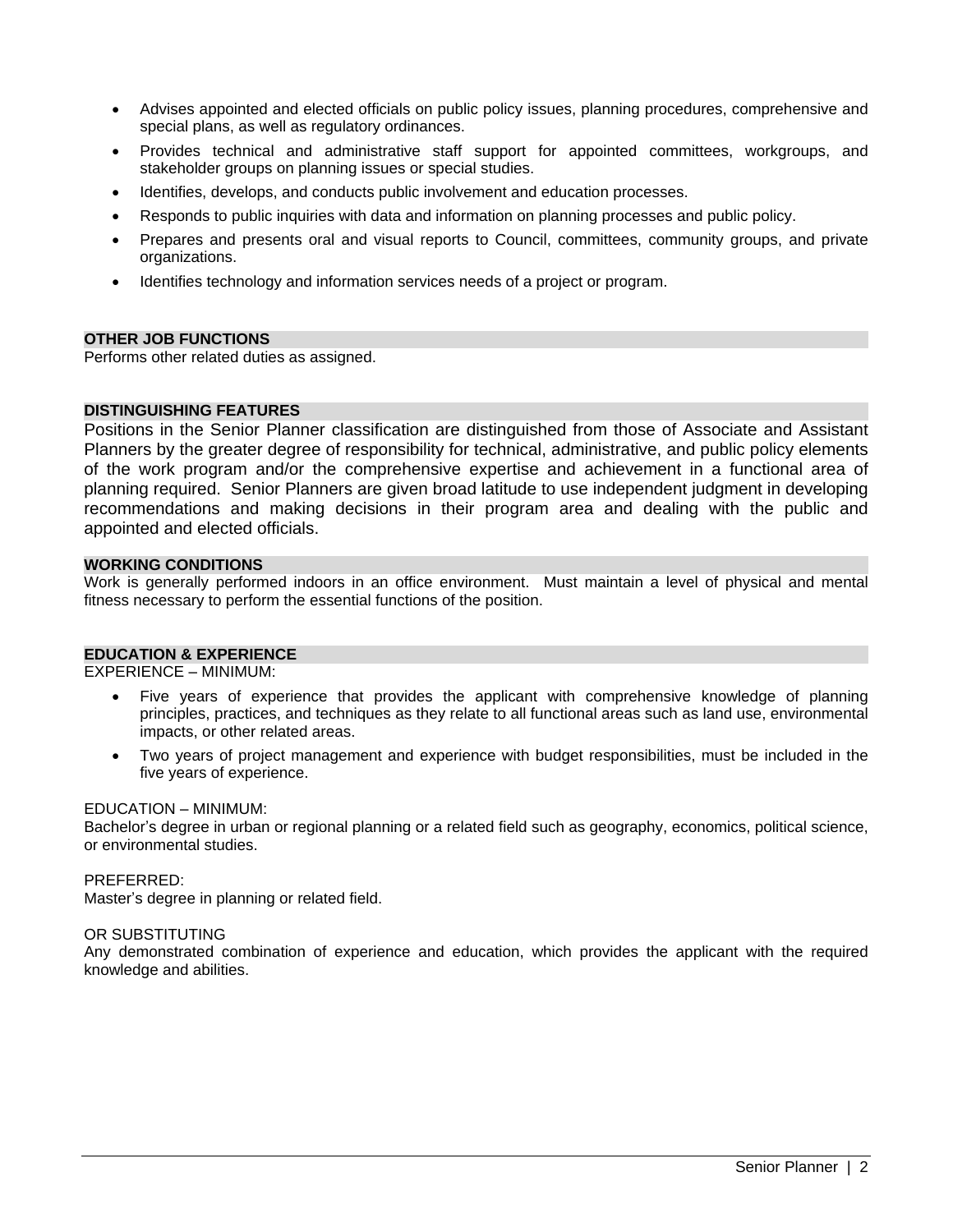- Advises appointed and elected officials on public policy issues, planning procedures, comprehensive and special plans, as well as regulatory ordinances.
- Provides technical and administrative staff support for appointed committees, workgroups, and stakeholder groups on planning issues or special studies.
- Identifies, develops, and conducts public involvement and education processes.
- Responds to public inquiries with data and information on planning processes and public policy.
- Prepares and presents oral and visual reports to Council, committees, community groups, and private organizations.
- Identifies technology and information services needs of a project or program.

## OTHER JOB FUNCTIONS

Performs other related duties as assigned.

## DISTINGUISHING FEATURES

Positions in the Senior Planner classification are distinguished from those of Associate and Assistant Planners by the greater degree of responsibility for technical, administrative, and public policy elements of the work program and/or the comprehensive expertise and achievement in a functional area of planning required. Senior Planners are given broad latitude to use independent judgment in developing recommendations and making decisions in their program area and dealing with the public and appointed and elected officials.

## WORKING CONDITIONS

Work is generally performed indoors in an office environment. Must maintain a level of physical and mental fitness necessary to perform the essential functions of the position.

## EDUCATION & EXPERIENCE

EXPERIENCE – MINIMUM:

- Five years of experience that provides the applicant with comprehensive knowledge of planning principles, practices, and techniques as they relate to all functional areas such as land use, environmental impacts, or other related areas.
- Two years of project management and experience with budget responsibilities, must be included in the five years of experience.

EDUCATION – MINIMUM:
Bachelor's degree in urban or regional planning or a related field such as geography, economics, political science, or environmental studies.

PREFERRED:
Master's degree in planning or related field.

OR SUBSTITUTING
Any demonstrated combination of experience and education, which provides the applicant with the required knowledge and abilities.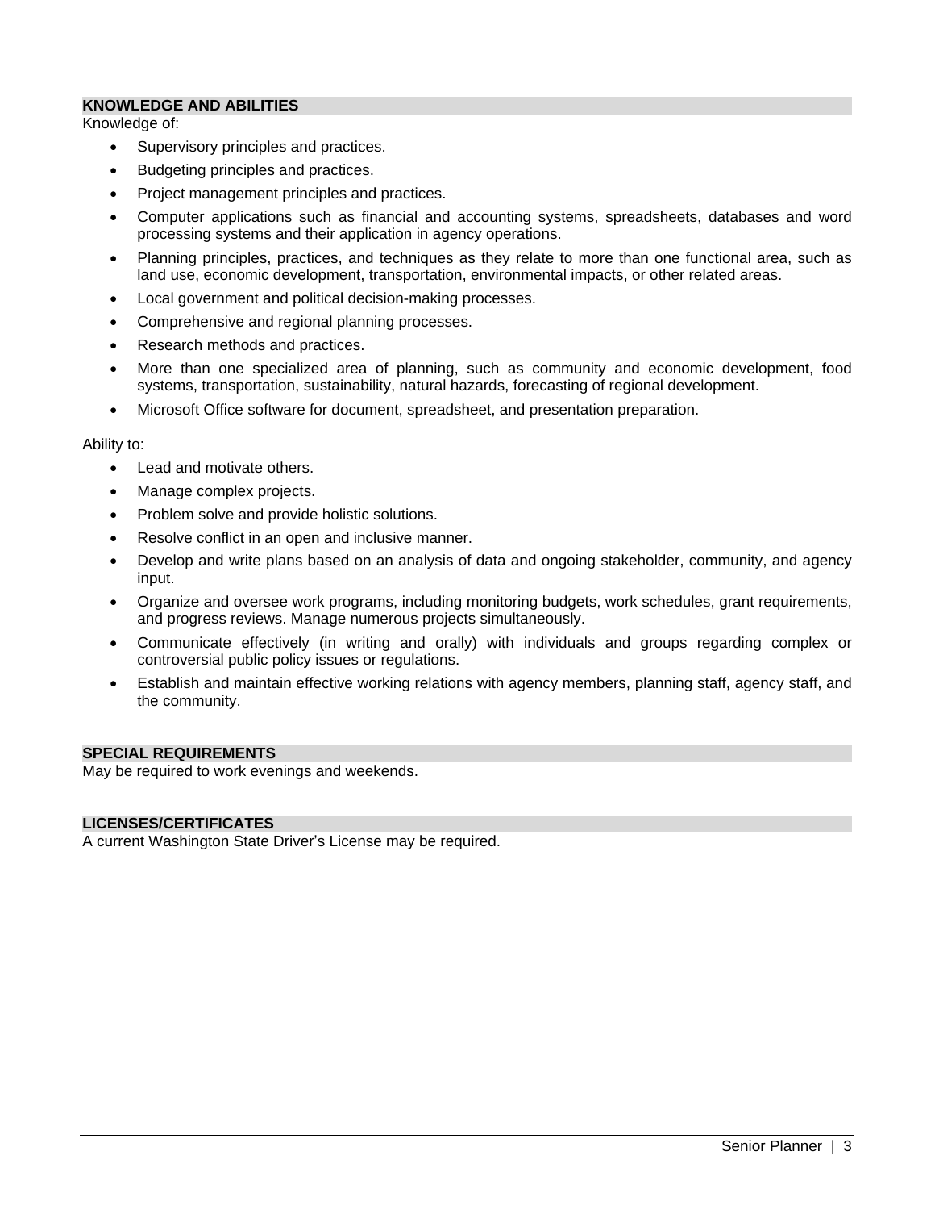## KNOWLEDGE AND ABILITIES

Knowledge of:

- Supervisory principles and practices.
- Budgeting principles and practices.
- Project management principles and practices.
- Computer applications such as financial and accounting systems, spreadsheets, databases and word processing systems and their application in agency operations.
- Planning principles, practices, and techniques as they relate to more than one functional area, such as land use, economic development, transportation, environmental impacts, or other related areas.
- Local government and political decision-making processes.
- Comprehensive and regional planning processes.
- Research methods and practices.
- More than one specialized area of planning, such as community and economic development, food systems, transportation, sustainability, natural hazards, forecasting of regional development.
- Microsoft Office software for document, spreadsheet, and presentation preparation.

Ability to:

- Lead and motivate others.
- Manage complex projects.
- Problem solve and provide holistic solutions.
- Resolve conflict in an open and inclusive manner.
- Develop and write plans based on an analysis of data and ongoing stakeholder, community, and agency input.
- Organize and oversee work programs, including monitoring budgets, work schedules, grant requirements, and progress reviews. Manage numerous projects simultaneously.
- Communicate effectively (in writing and orally) with individuals and groups regarding complex or controversial public policy issues or regulations.
- Establish and maintain effective working relations with agency members, planning staff, agency staff, and the community.

## SPECIAL REQUIREMENTS

May be required to work evenings and weekends.

## LICENSES/CERTIFICATES

A current Washington State Driver's License may be required.